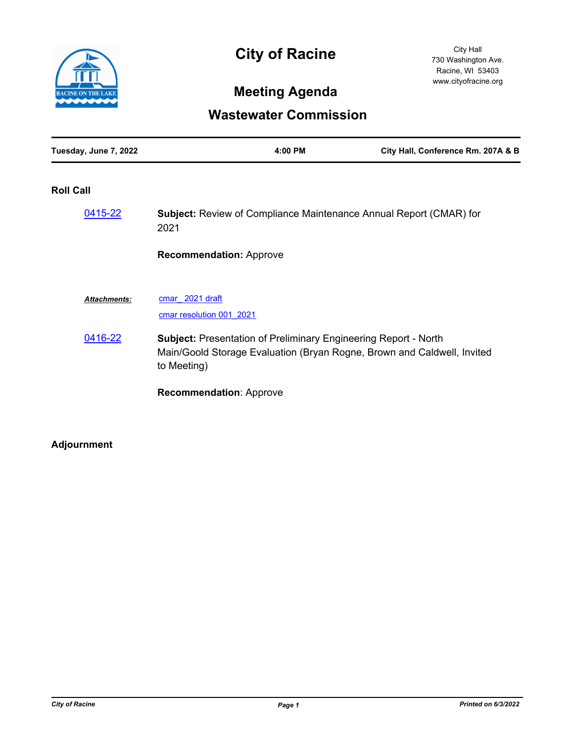# City of Racine

City Hall
730 Washington Ave.
Racine, WI 53403
www.cityofracine.org

## Meeting Agenda

## Wastewater Commission

| Tuesday, June 7, 2022 | 4:00 PM | City Hall, Conference Rm. 207A & B |
|---|---|---|

### Roll Call

**0415-22**

**Subject:** Review of Compliance Maintenance Annual Report (CMAR) for 2021

**Recommendation:** Approve

***Attachments:*** cmar_ 2021 draft
cmar resolution 001_2021

**0416-22**

**Subject:** Presentation of Preliminary Engineering Report - North Main/Goold Storage Evaluation (Bryan Rogne, Brown and Caldwell, Invited to Meeting)

**Recommendation**: Approve

### Adjournment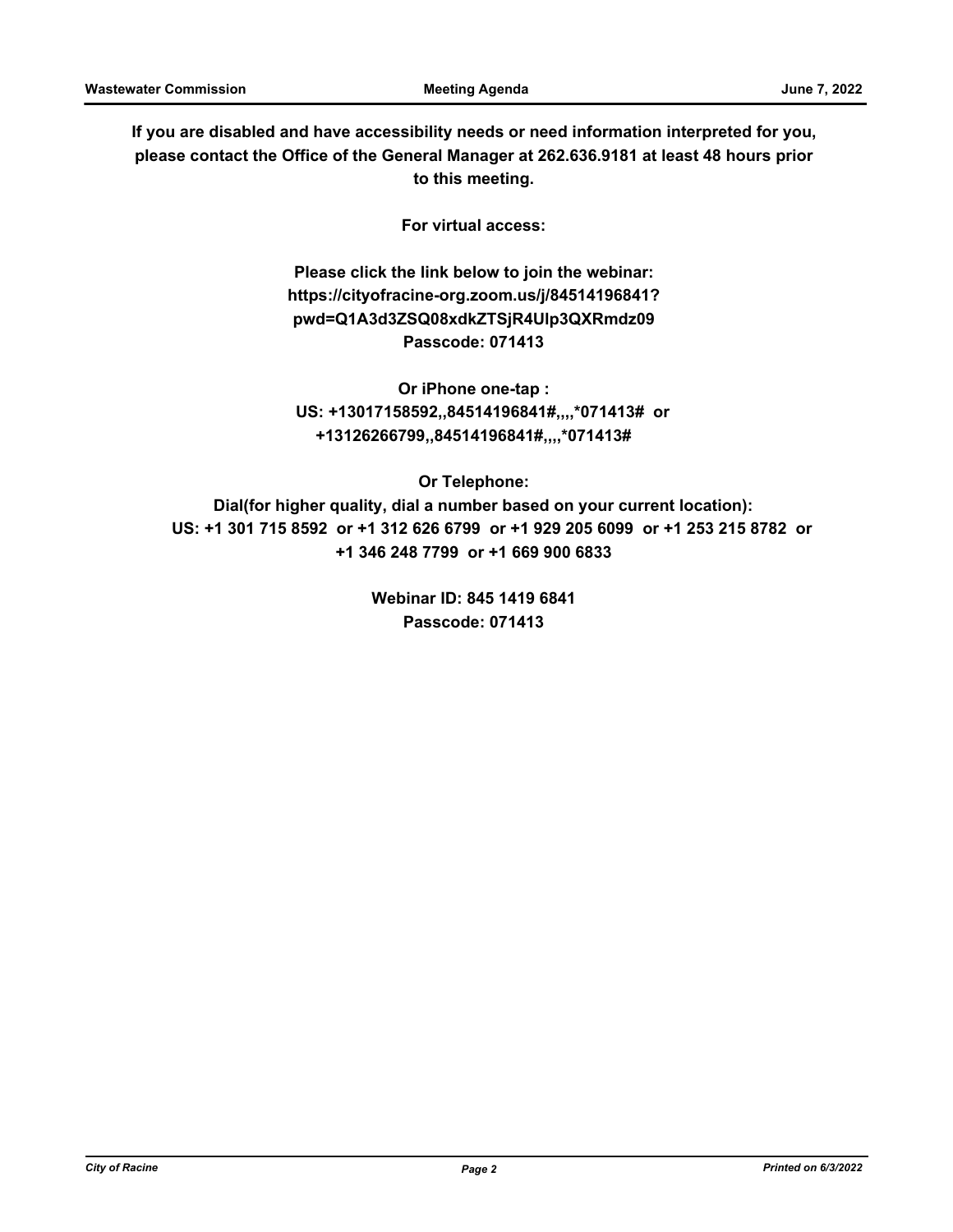**If you are disabled and have accessibility needs or need information interpreted for you, please contact the Office of the General Manager at 262.636.9181 at least 48 hours prior to this meeting.**

**For virtual access:**

**Please click the link below to join the webinar:**
**https://cityofracine-org.zoom.us/j/84514196841?pwd=Q1A3d3ZSQ08xdkZTSjR4Ulp3QXRmdz09**
**Passcode: 071413**

**Or iPhone one-tap :**
**US: +13017158592,,84514196841#,,,,*071413# or +13126266799,,84514196841#,,,,*071413#**

**Or Telephone:**
**Dial(for higher quality, dial a number based on your current location):**
**US: +1 301 715 8592 or +1 312 626 6799 or +1 929 205 6099 or +1 253 215 8782 or +1 346 248 7799 or +1 669 900 6833**

**Webinar ID: 845 1419 6841**
**Passcode: 071413**